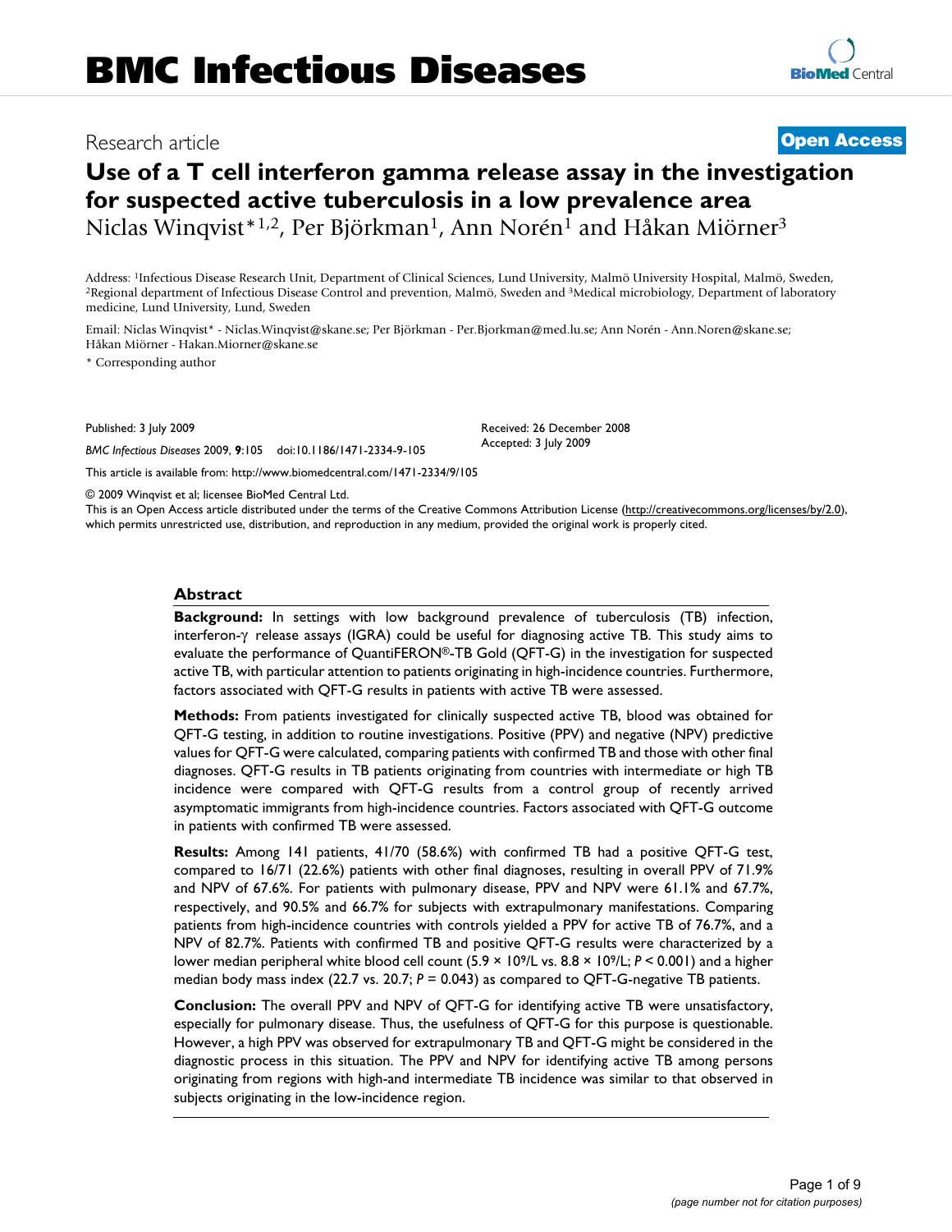# BMC Infectious Diseases

Research article **Open Access**

# Use of a T cell interferon gamma release assay in the investigation for suspected active tuberculosis in a low prevalence area

Niclas Winqvist*[1,2], Per Björkman[1], Ann Norén[1] and Håkan Miörner[3]

Address: [1]Infectious Disease Research Unit, Department of Clinical Sciences, Lund University, Malmö University Hospital, Malmö, Sweden, [2]Regional department of Infectious Disease Control and prevention, Malmö, Sweden and [3]Medical microbiology, Department of laboratory medicine, Lund University, Lund, Sweden

Email: Niclas Winqvist* - Niclas.Winqvist@skane.se; Per Björkman - Per.Bjorkman@med.lu.se; Ann Norén - Ann.Noren@skane.se; Håkan Miörner - Hakan.Miorner@skane.se

* Corresponding author

Published: 3 July 2009

*BMC Infectious Diseases* 2009, **9**:105 doi:10.1186/1471-2334-9-105

Received: 26 December 2008
Accepted: 3 July 2009

This article is available from: http://www.biomedcentral.com/1471-2334/9/105

© 2009 Winqvist et al; licensee BioMed Central Ltd.

This is an Open Access article distributed under the terms of the Creative Commons Attribution License (http://creativecommons.org/licenses/by/2.0), which permits unrestricted use, distribution, and reproduction in any medium, provided the original work is properly cited.

## Abstract

**Background:** In settings with low background prevalence of tuberculosis (TB) infection, interferon-γ release assays (IGRA) could be useful for diagnosing active TB. This study aims to evaluate the performance of QuantiFERON®-TB Gold (QFT-G) in the investigation for suspected active TB, with particular attention to patients originating in high-incidence countries. Furthermore, factors associated with QFT-G results in patients with active TB were assessed.

**Methods:** From patients investigated for clinically suspected active TB, blood was obtained for QFT-G testing, in addition to routine investigations. Positive (PPV) and negative (NPV) predictive values for QFT-G were calculated, comparing patients with confirmed TB and those with other final diagnoses. QFT-G results in TB patients originating from countries with intermediate or high TB incidence were compared with QFT-G results from a control group of recently arrived asymptomatic immigrants from high-incidence countries. Factors associated with QFT-G outcome in patients with confirmed TB were assessed.

**Results:** Among 141 patients, 41/70 (58.6%) with confirmed TB had a positive QFT-G test, compared to 16/71 (22.6%) patients with other final diagnoses, resulting in overall PPV of 71.9% and NPV of 67.6%. For patients with pulmonary disease, PPV and NPV were 61.1% and 67.7%, respectively, and 90.5% and 66.7% for subjects with extrapulmonary manifestations. Comparing patients from high-incidence countries with controls yielded a PPV for active TB of 76.7%, and a NPV of 82.7%. Patients with confirmed TB and positive QFT-G results were characterized by a lower median peripheral white blood cell count ($5.9 \times 10^9$/L vs. $8.8 \times 10^9$/L; $P < 0.001$) and a higher median body mass index (22.7 vs. 20.7; $P = 0.043$) as compared to QFT-G-negative TB patients.

**Conclusion:** The overall PPV and NPV of QFT-G for identifying active TB were unsatisfactory, especially for pulmonary disease. Thus, the usefulness of QFT-G for this purpose is questionable. However, a high PPV was observed for extrapulmonary TB and QFT-G might be considered in the diagnostic process in this situation. The PPV and NPV for identifying active TB among persons originating from regions with high-and intermediate TB incidence was similar to that observed in subjects originating in the low-incidence region.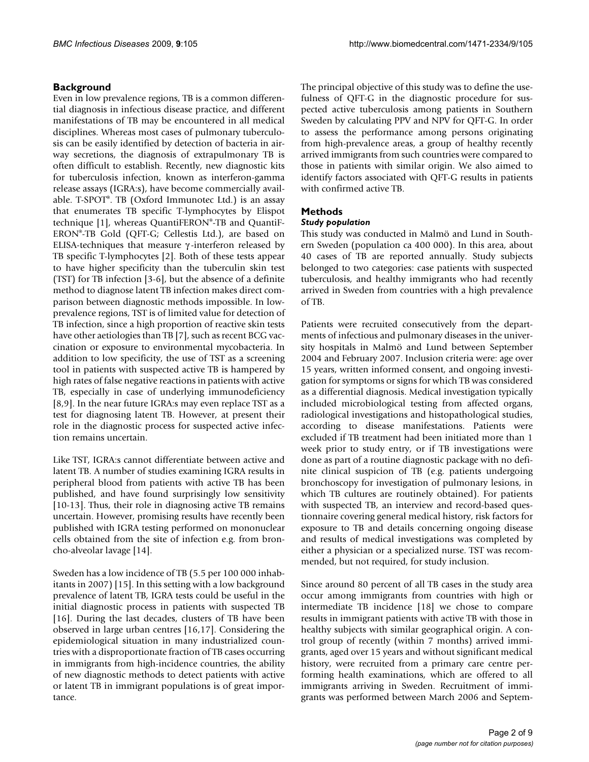## Background

Even in low prevalence regions, TB is a common differential diagnosis in infectious disease practice, and different manifestations of TB may be encountered in all medical disciplines. Whereas most cases of pulmonary tuberculosis can be easily identified by detection of bacteria in airway secretions, the diagnosis of extrapulmonary TB is often difficult to establish. Recently, new diagnostic kits for tuberculosis infection, known as interferon-gamma release assays (IGRA:s), have become commercially available. T-SPOT®. TB (Oxford Immunotec Ltd.) is an assay that enumerates TB specific T-lymphocytes by Elispot technique [1], whereas QuantiFERON®-TB and QuantiFERON®-TB Gold (QFT-G; Cellestis Ltd.), are based on ELISA-techniques that measure γ-interferon released by TB specific T-lymphocytes [2]. Both of these tests appear to have higher specificity than the tuberculin skin test (TST) for TB infection [3-6], but the absence of a definite method to diagnose latent TB infection makes direct comparison between diagnostic methods impossible. In low-prevalence regions, TST is of limited value for detection of TB infection, since a high proportion of reactive skin tests have other aetiologies than TB [7], such as recent BCG vaccination or exposure to environmental mycobacteria. In addition to low specificity, the use of TST as a screening tool in patients with suspected active TB is hampered by high rates of false negative reactions in patients with active TB, especially in case of underlying immunodeficiency [8,9]. In the near future IGRA:s may even replace TST as a test for diagnosing latent TB. However, at present their role in the diagnostic process for suspected active infection remains uncertain.

Like TST, IGRA:s cannot differentiate between active and latent TB. A number of studies examining IGRA results in peripheral blood from patients with active TB has been published, and have found surprisingly low sensitivity [10-13]. Thus, their role in diagnosing active TB remains uncertain. However, promising results have recently been published with IGRA testing performed on mononuclear cells obtained from the site of infection e.g. from broncho-alveolar lavage [14].

Sweden has a low incidence of TB (5.5 per 100 000 inhabitants in 2007) [15]. In this setting with a low background prevalence of latent TB, IGRA tests could be useful in the initial diagnostic process in patients with suspected TB [16]. During the last decades, clusters of TB have been observed in large urban centres [16,17]. Considering the epidemiological situation in many industrialized countries with a disproportionate fraction of TB cases occurring in immigrants from high-incidence countries, the ability of new diagnostic methods to detect patients with active or latent TB in immigrant populations is of great importance.

The principal objective of this study was to define the usefulness of QFT-G in the diagnostic procedure for suspected active tuberculosis among patients in Southern Sweden by calculating PPV and NPV for QFT-G. In order to assess the performance among persons originating from high-prevalence areas, a group of healthy recently arrived immigrants from such countries were compared to those in patients with similar origin. We also aimed to identify factors associated with QFT-G results in patients with confirmed active TB.

## Methods

### *Study population*

This study was conducted in Malmö and Lund in Southern Sweden (population ca 400 000). In this area, about 40 cases of TB are reported annually. Study subjects belonged to two categories: case patients with suspected tuberculosis, and healthy immigrants who had recently arrived in Sweden from countries with a high prevalence of TB.

Patients were recruited consecutively from the departments of infectious and pulmonary diseases in the university hospitals in Malmö and Lund between September 2004 and February 2007. Inclusion criteria were: age over 15 years, written informed consent, and ongoing investigation for symptoms or signs for which TB was considered as a differential diagnosis. Medical investigation typically included microbiological testing from affected organs, radiological investigations and histopathological studies, according to disease manifestations. Patients were excluded if TB treatment had been initiated more than 1 week prior to study entry, or if TB investigations were done as part of a routine diagnostic package with no definite clinical suspicion of TB (e.g. patients undergoing bronchoscopy for investigation of pulmonary lesions, in which TB cultures are routinely obtained). For patients with suspected TB, an interview and record-based questionnaire covering general medical history, risk factors for exposure to TB and details concerning ongoing disease and results of medical investigations was completed by either a physician or a specialized nurse. TST was recommended, but not required, for study inclusion.

Since around 80 percent of all TB cases in the study area occur among immigrants from countries with high or intermediate TB incidence [18] we chose to compare results in immigrant patients with active TB with those in healthy subjects with similar geographical origin. A control group of recently (within 7 months) arrived immigrants, aged over 15 years and without significant medical history, were recruited from a primary care centre performing health examinations, which are offered to all immigrants arriving in Sweden. Recruitment of immigrants was performed between March 2006 and Septem-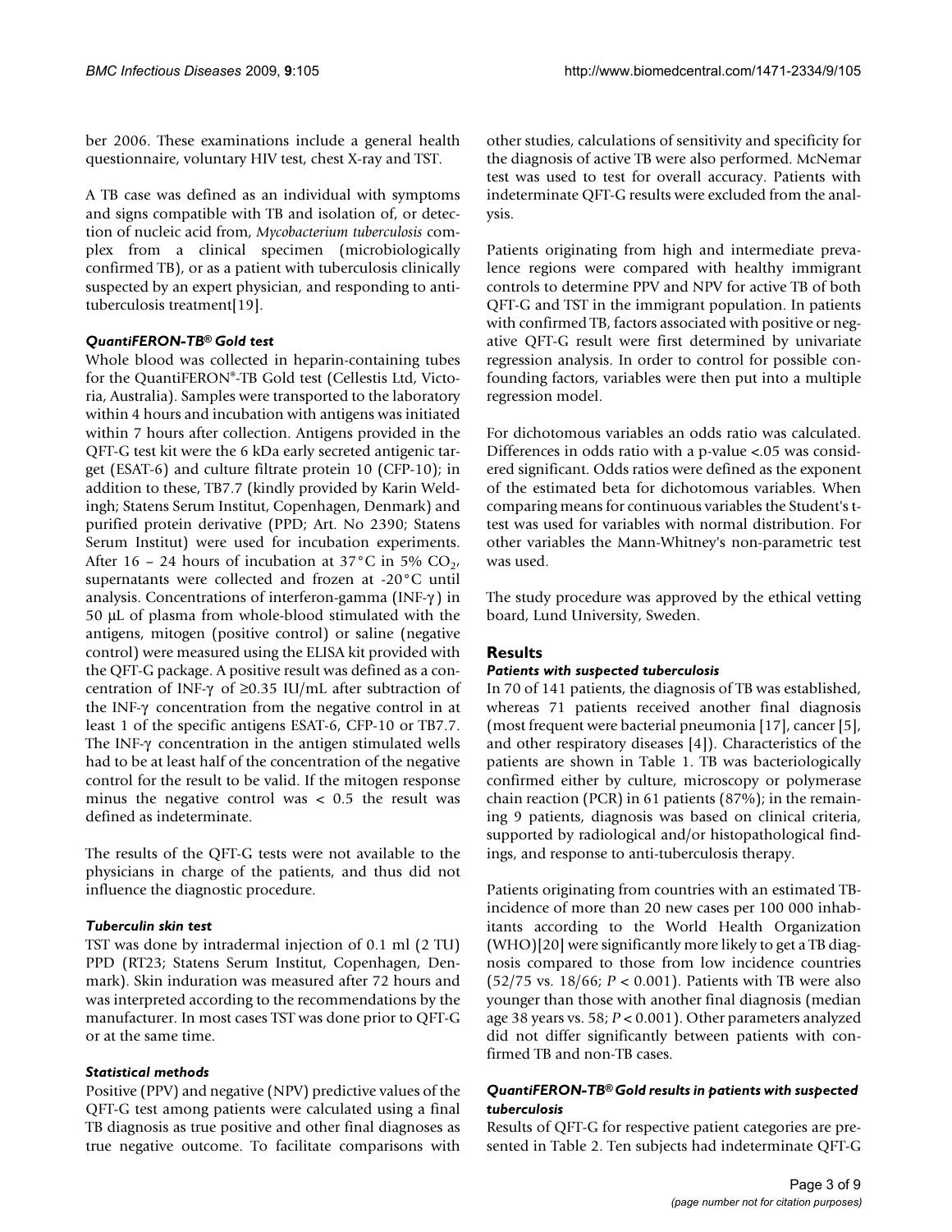ber 2006. These examinations include a general health questionnaire, voluntary HIV test, chest X-ray and TST.

A TB case was defined as an individual with symptoms and signs compatible with TB and isolation of, or detection of nucleic acid from, *Mycobacterium tuberculosis* complex from a clinical specimen (microbiologically confirmed TB), or as a patient with tuberculosis clinically suspected by an expert physician, and responding to anti-tuberculosis treatment[19].

### *QuantiFERON-TB® Gold test*

Whole blood was collected in heparin-containing tubes for the QuantiFERON®-TB Gold test (Cellestis Ltd, Victoria, Australia). Samples were transported to the laboratory within 4 hours and incubation with antigens was initiated within 7 hours after collection. Antigens provided in the QFT-G test kit were the 6 kDa early secreted antigenic target (ESAT-6) and culture filtrate protein 10 (CFP-10); in addition to these, TB7.7 (kindly provided by Karin Weldingh; Statens Serum Institut, Copenhagen, Denmark) and purified protein derivative (PPD; Art. No 2390; Statens Serum Institut) were used for incubation experiments. After 16 – 24 hours of incubation at 37°C in 5% $CO_2$, supernatants were collected and frozen at -20°C until analysis. Concentrations of interferon-gamma (INF-γ) in 50 μL of plasma from whole-blood stimulated with the antigens, mitogen (positive control) or saline (negative control) were measured using the ELISA kit provided with the QFT-G package. A positive result was defined as a concentration of INF-γ of ≥0.35 IU/mL after subtraction of the INF-γ concentration from the negative control in at least 1 of the specific antigens ESAT-6, CFP-10 or TB7.7. The INF-γ concentration in the antigen stimulated wells had to be at least half of the concentration of the negative control for the result to be valid. If the mitogen response minus the negative control was < 0.5 the result was defined as indeterminate.

The results of the QFT-G tests were not available to the physicians in charge of the patients, and thus did not influence the diagnostic procedure.

### *Tuberculin skin test*

TST was done by intradermal injection of 0.1 ml (2 TU) PPD (RT23; Statens Serum Institut, Copenhagen, Denmark). Skin induration was measured after 72 hours and was interpreted according to the recommendations by the manufacturer. In most cases TST was done prior to QFT-G or at the same time.

### *Statistical methods*

Positive (PPV) and negative (NPV) predictive values of the QFT-G test among patients were calculated using a final TB diagnosis as true positive and other final diagnoses as true negative outcome. To facilitate comparisons with other studies, calculations of sensitivity and specificity for the diagnosis of active TB were also performed. McNemar test was used to test for overall accuracy. Patients with indeterminate QFT-G results were excluded from the analysis.

Patients originating from high and intermediate prevalence regions were compared with healthy immigrant controls to determine PPV and NPV for active TB of both QFT-G and TST in the immigrant population. In patients with confirmed TB, factors associated with positive or negative QFT-G result were first determined by univariate regression analysis. In order to control for possible confounding factors, variables were then put into a multiple regression model.

For dichotomous variables an odds ratio was calculated. Differences in odds ratio with a p-value <.05 was considered significant. Odds ratios were defined as the exponent of the estimated beta for dichotomous variables. When comparing means for continuous variables the Student's t-test was used for variables with normal distribution. For other variables the Mann-Whitney's non-parametric test was used.

The study procedure was approved by the ethical vetting board, Lund University, Sweden.

## Results

### *Patients with suspected tuberculosis*

In 70 of 141 patients, the diagnosis of TB was established, whereas 71 patients received another final diagnosis (most frequent were bacterial pneumonia [17], cancer [5], and other respiratory diseases [4]). Characteristics of the patients are shown in Table 1. TB was bacteriologically confirmed either by culture, microscopy or polymerase chain reaction (PCR) in 61 patients (87%); in the remaining 9 patients, diagnosis was based on clinical criteria, supported by radiological and/or histopathological findings, and response to anti-tuberculosis therapy.

Patients originating from countries with an estimated TB-incidence of more than 20 new cases per 100 000 inhabitants according to the World Health Organization (WHO)[20] were significantly more likely to get a TB diagnosis compared to those from low incidence countries (52/75 vs. 18/66; $P < 0.001$). Patients with TB were also younger than those with another final diagnosis (median age 38 years vs. 58; $P < 0.001$). Other parameters analyzed did not differ significantly between patients with confirmed TB and non-TB cases.

### *QuantiFERON-TB® Gold results in patients with suspected tuberculosis*

Results of QFT-G for respective patient categories are presented in Table 2. Ten subjects had indeterminate QFT-G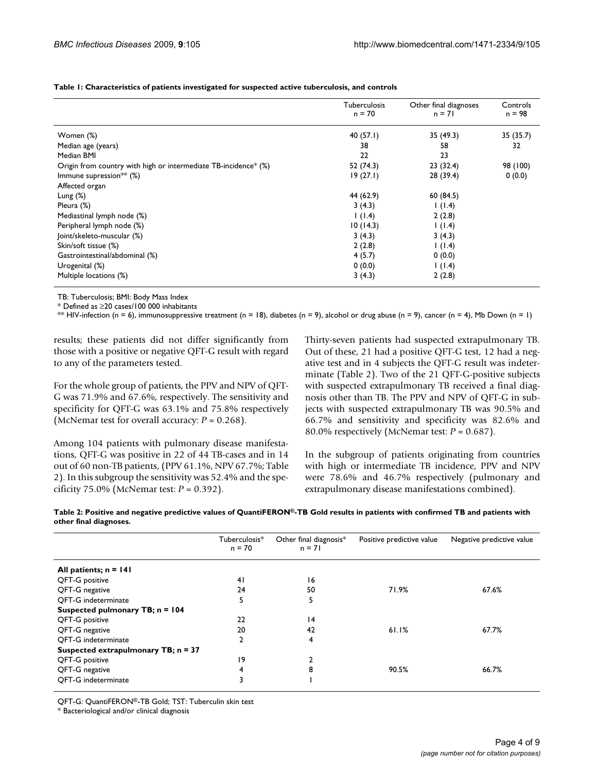**Table 1: Characteristics of patients investigated for suspected active tuberculosis, and controls**

| | Tuberculosis n = 70 | Other final diagnoses n = 71 | Controls n = 98 |
|---|---|---|---|
| Women (%) | 40 (57.1) | 35 (49.3) | 35 (35.7) |
| Median age (years) | 38 | 58 | 32 |
| Median BMI | 22 | 23 | |
| Origin from country with high or intermediate TB-incidence* (%) | 52 (74.3) | 23 (32.4) | 98 (100) |
| Immune supression** (%) | 19 (27.1) | 28 (39.4) | 0 (0.0) |
| Affected organ | | | |
| Lung (%) | 44 (62.9) | 60 (84.5) | |
| Pleura (%) | 3 (4.3) | 1 (1.4) | |
| Mediastinal lymph node (%) | 1 (1.4) | 2 (2.8) | |
| Peripheral lymph node (%) | 10 (14.3) | 1 (1.4) | |
| Joint/skeleto-muscular (%) | 3 (4.3) | 3 (4.3) | |
| Skin/soft tissue (%) | 2 (2.8) | 1 (1.4) | |
| Gastrointestinal/abdominal (%) | 4 (5.7) | 0 (0.0) | |
| Urogenital (%) | 0 (0.0) | 1 (1.4) | |
| Multiple locations (%) | 3 (4.3) | 2 (2.8) | |

TB: Tuberculosis; BMI: Body Mass Index

* Defined as ≥20 cases/100 000 inhabitants

** HIV-infection (n = 6), immunosuppressive treatment (n = 18), diabetes (n = 9), alcohol or drug abuse (n = 9), cancer (n = 4), Mb Down (n = 1)

results; these patients did not differ significantly from those with a positive or negative QFT-G result with regard to any of the parameters tested.

For the whole group of patients, the PPV and NPV of QFT-G was 71.9% and 67.6%, respectively. The sensitivity and specificity for QFT-G was 63.1% and 75.8% respectively (McNemar test for overall accuracy: $P = 0.268$).

Among 104 patients with pulmonary disease manifestations, QFT-G was positive in 22 of 44 TB-cases and in 14 out of 60 non-TB patients, (PPV 61.1%, NPV 67.7%; Table 2). In this subgroup the sensitivity was 52.4% and the specificity 75.0% (McNemar test: $P = 0.392$).

Thirty-seven patients had suspected extrapulmonary TB. Out of these, 21 had a positive QFT-G test, 12 had a negative test and in 4 subjects the QFT-G result was indeterminate (Table 2). Two of the 21 QFT-G-positive subjects with suspected extrapulmonary TB received a final diagnosis other than TB. The PPV and NPV of QFT-G in subjects with suspected extrapulmonary TB was 90.5% and 66.7% and sensitivity and specificity was 82.6% and 80.0% respectively (McNemar test: $P = 0.687$).

In the subgroup of patients originating from countries with high or intermediate TB incidence, PPV and NPV were 78.6% and 46.7% respectively (pulmonary and extrapulmonary disease manifestations combined).

**Table 2: Positive and negative predictive values of QuantiFERON®-TB Gold results in patients with confirmed TB and patients with other final diagnoses.**

| | Tuberculosis* n = 70 | Other final diagnosis* n = 71 | Positive predictive value | Negative predictive value |
|---|---|---|---|---|
| **All patients; n = 141** | | | | |
| QFT-G positive | 41 | 16 | | |
| QFT-G negative | 24 | 50 | 71.9% | 67.6% |
| QFT-G indeterminate | 5 | 5 | | |
| **Suspected pulmonary TB; n = 104** | | | | |
| QFT-G positive | 22 | 14 | | |
| QFT-G negative | 20 | 42 | 61.1% | 67.7% |
| QFT-G indeterminate | 2 | 4 | | |
| **Suspected extrapulmonary TB; n = 37** | | | | |
| QFT-G positive | 19 | 2 | | |
| QFT-G negative | 4 | 8 | 90.5% | 66.7% |
| QFT-G indeterminate | 3 | 1 | | |

QFT-G: QuantiFERON®-TB Gold; TST: Tuberculin skin test

* Bacteriological and/or clinical diagnosis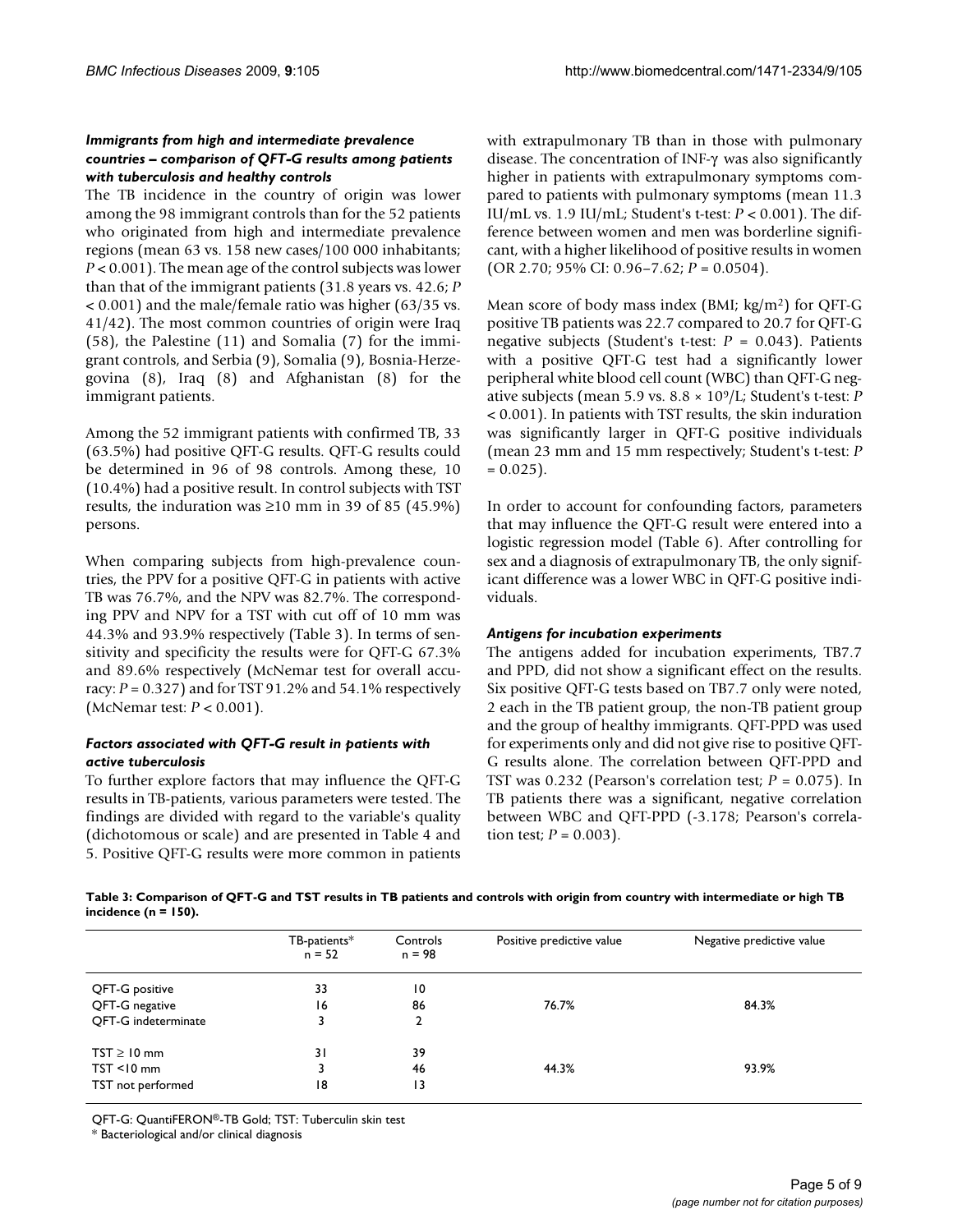### *Immigrants from high and intermediate prevalence countries – comparison of QFT-G results among patients with tuberculosis and healthy controls*

The TB incidence in the country of origin was lower among the 98 immigrant controls than for the 52 patients who originated from high and intermediate prevalence regions (mean 63 vs. 158 new cases/100 000 inhabitants; $P < 0.001$). The mean age of the control subjects was lower than that of the immigrant patients (31.8 years vs. 42.6; $P < 0.001$) and the male/female ratio was higher (63/35 vs. 41/42). The most common countries of origin were Iraq (58), the Palestine (11) and Somalia (7) for the immigrant controls, and Serbia (9), Somalia (9), Bosnia-Herzegovina (8), Iraq (8) and Afghanistan (8) for the immigrant patients.

Among the 52 immigrant patients with confirmed TB, 33 (63.5%) had positive QFT-G results. QFT-G results could be determined in 96 of 98 controls. Among these, 10 (10.4%) had a positive result. In control subjects with TST results, the induration was ≥10 mm in 39 of 85 (45.9%) persons.

When comparing subjects from high-prevalence countries, the PPV for a positive QFT-G in patients with active TB was 76.7%, and the NPV was 82.7%. The corresponding PPV and NPV for a TST with cut off of 10 mm was 44.3% and 93.9% respectively (Table 3). In terms of sensitivity and specificity the results were for QFT-G 67.3% and 89.6% respectively (McNemar test for overall accuracy: $P = 0.327$) and for TST 91.2% and 54.1% respectively (McNemar test: $P < 0.001$).

### *Factors associated with QFT-G result in patients with active tuberculosis*

To further explore factors that may influence the QFT-G results in TB-patients, various parameters were tested. The findings are divided with regard to the variable's quality (dichotomous or scale) and are presented in Table 4 and 5. Positive QFT-G results were more common in patients with extrapulmonary TB than in those with pulmonary disease. The concentration of INF-γ was also significantly higher in patients with extrapulmonary symptoms compared to patients with pulmonary symptoms (mean 11.3 IU/mL vs. 1.9 IU/mL; Student's t-test: $P < 0.001$). The difference between women and men was borderline significant, with a higher likelihood of positive results in women (OR 2.70; 95% CI: 0.96–7.62; $P = 0.0504$).

Mean score of body mass index (BMI; kg/m$^2$) for QFT-G positive TB patients was 22.7 compared to 20.7 for QFT-G negative subjects (Student's t-test: $P = 0.043$). Patients with a positive QFT-G test had a significantly lower peripheral white blood cell count (WBC) than QFT-G negative subjects (mean 5.9 vs. $8.8 \times 10^9$/L; Student's t-test: $P < 0.001$). In patients with TST results, the skin induration was significantly larger in QFT-G positive individuals (mean 23 mm and 15 mm respectively; Student's t-test: $P = 0.025$).

In order to account for confounding factors, parameters that may influence the QFT-G result were entered into a logistic regression model (Table 6). After controlling for sex and a diagnosis of extrapulmonary TB, the only significant difference was a lower WBC in QFT-G positive individuals.

### *Antigens for incubation experiments*

The antigens added for incubation experiments, TB7.7 and PPD, did not show a significant effect on the results. Six positive QFT-G tests based on TB7.7 only were noted, 2 each in the TB patient group, the non-TB patient group and the group of healthy immigrants. QFT-PPD was used for experiments only and did not give rise to positive QFT-G results alone. The correlation between QFT-PPD and TST was 0.232 (Pearson's correlation test; $P = 0.075$). In TB patients there was a significant, negative correlation between WBC and QFT-PPD (-3.178; Pearson's correlation test; $P = 0.003$).

**Table 3: Comparison of QFT-G and TST results in TB patients and controls with origin from country with intermediate or high TB incidence (n = 150).**

| | TB-patients* n = 52 | Controls n = 98 | Positive predictive value | Negative predictive value |
|---|---|---|---|---|
| QFT-G positive | 33 | 10 | | |
| QFT-G negative | 16 | 86 | 76.7% | 84.3% |
| QFT-G indeterminate | 3 | 2 | | |
| TST ≥ 10 mm | 31 | 39 | | |
| TST <10 mm | 3 | 46 | 44.3% | 93.9% |
| TST not performed | 18 | 13 | | |

QFT-G: QuantiFERON®-TB Gold; TST: Tuberculin skin test
* Bacteriological and/or clinical diagnosis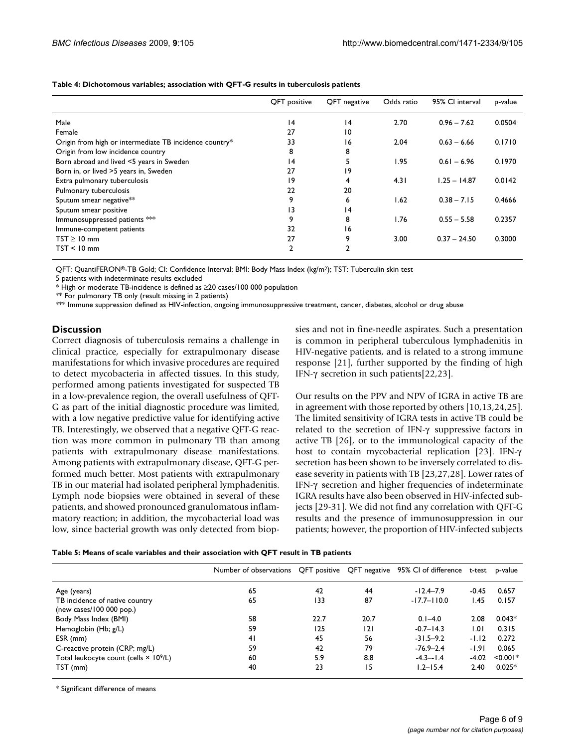**Table 4: Dichotomous variables; association with QFT-G results in tuberculosis patients**

| | QFT positive | QFT negative | Odds ratio | 95% CI interval | p-value |
|---|---|---|---|---|---|
| Male | 14 | 14 | 2.70 | 0.96 – 7.62 | 0.0504 |
| Female | 27 | 10 | | | |
| Origin from high or intermediate TB incidence country* | 33 | 16 | 2.04 | 0.63 – 6.66 | 0.1710 |
| Origin from low incidence country | 8 | 8 | | | |
| Born abroad and lived <5 years in Sweden | 14 | 5 | 1.95 | 0.61 – 6.96 | 0.1970 |
| Born in, or lived >5 years in, Sweden | 27 | 19 | | | |
| Extra pulmonary tuberculosis | 19 | 4 | 4.31 | 1.25 – 14.87 | 0.0142 |
| Pulmonary tuberculosis | 22 | 20 | | | |
| Sputum smear negative** | 9 | 6 | 1.62 | 0.38 – 7.15 | 0.4666 |
| Sputum smear positive | 13 | 14 | | | |
| Immunosuppressed patients *** | 9 | 8 | 1.76 | 0.55 – 5.58 | 0.2357 |
| Immune-competent patients | 32 | 16 | | | |
| TST ≥ 10 mm | 27 | 9 | 3.00 | 0.37 – 24.50 | 0.3000 |
| TST < 10 mm | 2 | 2 | | | |

QFT: QuantiFERON®-TB Gold; CI: Confidence Interval; BMI: Body Mass Index (kg/m²); TST: Tuberculin skin test
5 patients with indeterminate results excluded
* High or moderate TB-incidence is defined as ≥20 cases/100 000 population
** For pulmonary TB only (result missing in 2 patients)
*** Immune suppression defined as HIV-infection, ongoing immunosuppressive treatment, cancer, diabetes, alcohol or drug abuse

## Discussion

Correct diagnosis of tuberculosis remains a challenge in clinical practice, especially for extrapulmonary disease manifestations for which invasive procedures are required to detect mycobacteria in affected tissues. In this study, performed among patients investigated for suspected TB in a low-prevalence region, the overall usefulness of QFT-G as part of the initial diagnostic procedure was limited, with a low negative predictive value for identifying active TB. Interestingly, we observed that a negative QFT-G reaction was more common in pulmonary TB than among patients with extrapulmonary disease manifestations. Among patients with extrapulmonary disease, QFT-G performed much better. Most patients with extrapulmonary TB in our material had isolated peripheral lymphadenitis. Lymph node biopsies were obtained in several of these patients, and showed pronounced granulomatous inflammatory reaction; in addition, the mycobacterial load was low, since bacterial growth was only detected from biopsies and not in fine-needle aspirates. Such a presentation is common in peripheral tuberculous lymphadenitis in HIV-negative patients, and is related to a strong immune response [21], further supported by the finding of high IFN-γ secretion in such patients[22,23].

Our results on the PPV and NPV of IGRA in active TB are in agreement with those reported by others [10,13,24,25]. The limited sensitivity of IGRA tests in active TB could be related to the secretion of IFN-γ suppressive factors in active TB [26], or to the immunological capacity of the host to contain mycobacterial replication [23]. IFN-γ secretion has been shown to be inversely correlated to disease severity in patients with TB [23,27,28]. Lower rates of IFN-γ secretion and higher frequencies of indeterminate IGRA results have also been observed in HIV-infected subjects [29-31]. We did not find any correlation with QFT-G results and the presence of immunosuppression in our patients; however, the proportion of HIV-infected subjects

**Table 5: Means of scale variables and their association with QFT result in TB patients**

| | Number of observations | QFT positive | QFT negative | 95% CI of difference | t-test | p-value |
|---|---|---|---|---|---|---|
| Age (years) | 65 | 42 | 44 | -12.4–7.9 | -0.45 | 0.657 |
| TB incidence of native country (new cases/100 000 pop.) | 65 | 133 | 87 | -17.7–110.0 | 1.45 | 0.157 |
| Body Mass Index (BMI) | 58 | 22.7 | 20.7 | 0.1–4.0 | 2.08 | 0.043* |
| Hemoglobin (Hb; g/L) | 59 | 125 | 121 | -0.7–14.3 | 1.01 | 0.315 |
| ESR (mm) | 41 | 45 | 56 | -31.5–9.2 | -1.12 | 0.272 |
| C-reactive protein (CRP; mg/L) | 59 | 42 | 79 | -76.9–2.4 | -1.91 | 0.065 |
| Total leukocyte count (cells × $10^9$/L) | 60 | 5.9 | 8.8 | -4.3–-1.4 | -4.02 | <0.001* |
| TST (mm) | 40 | 23 | 15 | 1.2–15.4 | 2.40 | 0.025* |

* Significant difference of means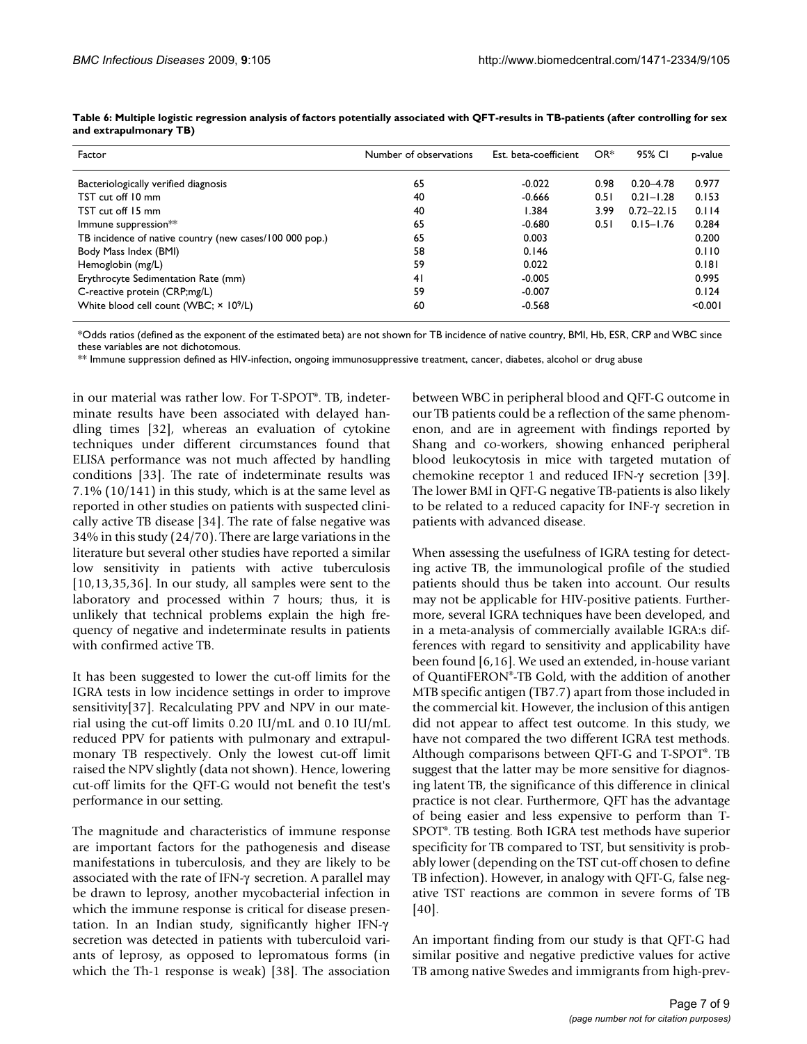**Table 6: Multiple logistic regression analysis of factors potentially associated with QFT-results in TB-patients (after controlling for sex and extrapulmonary TB)**

| Factor | Number of observations | Est. beta-coefficient | OR* | 95% CI | p-value |
|---|---|---|---|---|---|
| Bacteriologically verified diagnosis | 65 | -0.022 | 0.98 | 0.20–4.78 | 0.977 |
| TST cut off 10 mm | 40 | -0.666 | 0.51 | 0.21–1.28 | 0.153 |
| TST cut off 15 mm | 40 | 1.384 | 3.99 | 0.72–22.15 | 0.114 |
| Immune suppression** | 65 | -0.680 | 0.51 | 0.15–1.76 | 0.284 |
| TB incidence of native country (new cases/100 000 pop.) | 65 | 0.003 | | | 0.200 |
| Body Mass Index (BMI) | 58 | 0.146 | | | 0.110 |
| Hemoglobin (mg/L) | 59 | 0.022 | | | 0.181 |
| Erythrocyte Sedimentation Rate (mm) | 41 | -0.005 | | | 0.995 |
| C-reactive protein (CRP;mg/L) | 59 | -0.007 | | | 0.124 |
| White blood cell count (WBC; $\times 10^9$/L) | 60 | -0.568 | | | <0.001 |

*Odds ratios (defined as the exponent of the estimated beta) are not shown for TB incidence of native country, BMI, Hb, ESR, CRP and WBC since these variables are not dichotomous.

** Immune suppression defined as HIV-infection, ongoing immunosuppressive treatment, cancer, diabetes, alcohol or drug abuse

in our material was rather low. For T-SPOT®. TB, indeterminate results have been associated with delayed handling times [32], whereas an evaluation of cytokine techniques under different circumstances found that ELISA performance was not much affected by handling conditions [33]. The rate of indeterminate results was 7.1% (10/141) in this study, which is at the same level as reported in other studies on patients with suspected clinically active TB disease [34]. The rate of false negative was 34% in this study (24/70). There are large variations in the literature but several other studies have reported a similar low sensitivity in patients with active tuberculosis [10,13,35,36]. In our study, all samples were sent to the laboratory and processed within 7 hours; thus, it is unlikely that technical problems explain the high frequency of negative and indeterminate results in patients with confirmed active TB.

It has been suggested to lower the cut-off limits for the IGRA tests in low incidence settings in order to improve sensitivity[37]. Recalculating PPV and NPV in our material using the cut-off limits 0.20 IU/mL and 0.10 IU/mL reduced PPV for patients with pulmonary and extrapulmonary TB respectively. Only the lowest cut-off limit raised the NPV slightly (data not shown). Hence, lowering cut-off limits for the QFT-G would not benefit the test's performance in our setting.

The magnitude and characteristics of immune response are important factors for the pathogenesis and disease manifestations in tuberculosis, and they are likely to be associated with the rate of IFN-γ secretion. A parallel may be drawn to leprosy, another mycobacterial infection in which the immune response is critical for disease presentation. In an Indian study, significantly higher IFN-γ secretion was detected in patients with tuberculoid variants of leprosy, as opposed to lepromatous forms (in which the Th-1 response is weak) [38]. The association between WBC in peripheral blood and QFT-G outcome in our TB patients could be a reflection of the same phenomenon, and are in agreement with findings reported by Shang and co-workers, showing enhanced peripheral blood leukocytosis in mice with targeted mutation of chemokine receptor 1 and reduced IFN-γ secretion [39]. The lower BMI in QFT-G negative TB-patients is also likely to be related to a reduced capacity for INF-γ secretion in patients with advanced disease.

When assessing the usefulness of IGRA testing for detecting active TB, the immunological profile of the studied patients should thus be taken into account. Our results may not be applicable for HIV-positive patients. Furthermore, several IGRA techniques have been developed, and in a meta-analysis of commercially available IGRA:s differences with regard to sensitivity and applicability have been found [6,16]. We used an extended, in-house variant of QuantiFERON®-TB Gold, with the addition of another MTB specific antigen (TB7.7) apart from those included in the commercial kit. However, the inclusion of this antigen did not appear to affect test outcome. In this study, we have not compared the two different IGRA test methods. Although comparisons between QFT-G and T-SPOT®. TB suggest that the latter may be more sensitive for diagnosing latent TB, the significance of this difference in clinical practice is not clear. Furthermore, QFT has the advantage of being easier and less expensive to perform than T-SPOT®. TB testing. Both IGRA test methods have superior specificity for TB compared to TST, but sensitivity is probably lower (depending on the TST cut-off chosen to define TB infection). However, in analogy with QFT-G, false negative TST reactions are common in severe forms of TB [40].

An important finding from our study is that QFT-G had similar positive and negative predictive values for active TB among native Swedes and immigrants from high-prev-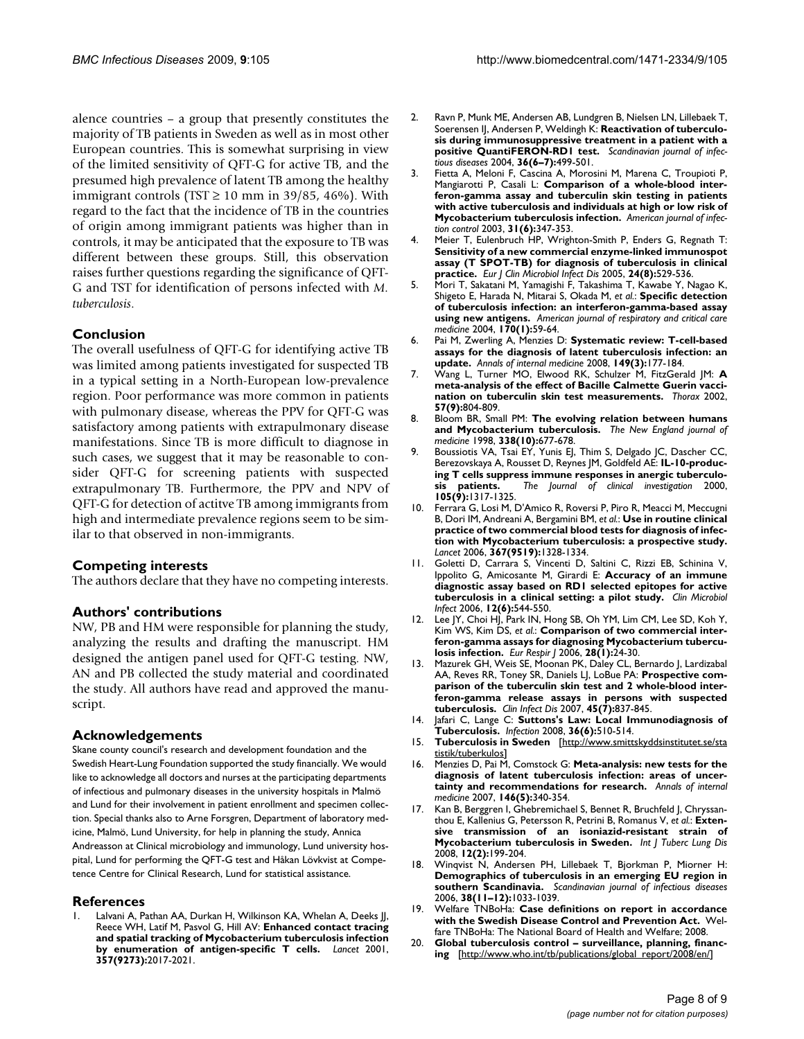alence countries – a group that presently constitutes the majority of TB patients in Sweden as well as in most other European countries. This is somewhat surprising in view of the limited sensitivity of QFT-G for active TB, and the presumed high prevalence of latent TB among the healthy immigrant controls (TST ≥ 10 mm in 39/85, 46%). With regard to the fact that the incidence of TB in the countries of origin among immigrant patients was higher than in controls, it may be anticipated that the exposure to TB was different between these groups. Still, this observation raises further questions regarding the significance of QFT-G and TST for identification of persons infected with *M. tuberculosis*.

## Conclusion

The overall usefulness of QFT-G for identifying active TB was limited among patients investigated for suspected TB in a typical setting in a North-European low-prevalence region. Poor performance was more common in patients with pulmonary disease, whereas the PPV for QFT-G was satisfactory among patients with extrapulmonary disease manifestations. Since TB is more difficult to diagnose in such cases, we suggest that it may be reasonable to consider QFT-G for screening patients with suspected extrapulmonary TB. Furthermore, the PPV and NPV of QFT-G for detection of actitve TB among immigrants from high and intermediate prevalence regions seem to be similar to that observed in non-immigrants.

## Competing interests

The authors declare that they have no competing interests.

## Authors' contributions

NW, PB and HM were responsible for planning the study, analyzing the results and drafting the manuscript. HM designed the antigen panel used for QFT-G testing. NW, AN and PB collected the study material and coordinated the study. All authors have read and approved the manuscript.

## Acknowledgements

Skane county council's research and development foundation and the Swedish Heart-Lung Foundation supported the study financially. We would like to acknowledge all doctors and nurses at the participating departments of infectious and pulmonary diseases in the university hospitals in Malmö and Lund for their involvement in patient enrollment and specimen collection. Special thanks also to Arne Forsgren, Department of laboratory medicine, Malmö, Lund University, for help in planning the study, Annica Andreasson at Clinical microbiology and immunology, Lund university hospital, Lund for performing the QFT-G test and Håkan Lövkvist at Competence Centre for Clinical Research, Lund for statistical assistance.

## References

1. Lalvani A, Pathan AA, Durkan H, Wilkinson KA, Whelan A, Deeks JJ, Reece WH, Latif M, Pasvol G, Hill AV: **Enhanced contact tracing and spatial tracking of Mycobacterium tuberculosis infection by enumeration of antigen-specific T cells.** *Lancet* 2001, **357(9273):**2017-2021.
2. Ravn P, Munk ME, Andersen AB, Lundgren B, Nielsen LN, Lillebaek T, Soerensen IJ, Andersen P, Weldingh K: **Reactivation of tuberculosis during immunosuppressive treatment in a patient with a positive QuantiFERON-RD1 test.** *Scandinavian journal of infectious diseases* 2004, **36(6–7):**499-501.
3. Fietta A, Meloni F, Cascina A, Morosini M, Marena C, Troupioti P, Mangiarotti P, Casali L: **Comparison of a whole-blood interferon-gamma assay and tuberculin skin testing in patients with active tuberculosis and individuals at high or low risk of Mycobacterium tuberculosis infection.** *American journal of infection control* 2003, **31(6):**347-353.
4. Meier T, Eulenbruch HP, Wrighton-Smith P, Enders G, Regnath T: **Sensitivity of a new commercial enzyme-linked immunospot assay (T SPOT-TB) for diagnosis of tuberculosis in clinical practice.** *Eur J Clin Microbiol Infect Dis* 2005, **24(8):**529-536.
5. Mori T, Sakatani M, Yamagishi F, Takashima T, Kawabe Y, Nagao K, Shigeto E, Harada N, Mitarai S, Okada M, *et al.*: **Specific detection of tuberculosis infection: an interferon-gamma-based assay using new antigens.** *American journal of respiratory and critical care medicine* 2004, **170(1):**59-64.
6. Pai M, Zwerling A, Menzies D: **Systematic review: T-cell-based assays for the diagnosis of latent tuberculosis infection: an update.** *Annals of internal medicine* 2008, **149(3):**177-184.
7. Wang L, Turner MO, Elwood RK, Schulzer M, FitzGerald JM: **A meta-analysis of the effect of Bacille Calmette Guerin vaccination on tuberculin skin test measurements.** *Thorax* 2002, **57(9):**804-809.
8. Bloom BR, Small PM: **The evolving relation between humans and Mycobacterium tuberculosis.** *The New England journal of medicine* 1998, **338(10):**677-678.
9. Boussiotis VA, Tsai EY, Yunis EJ, Thim S, Delgado JC, Dascher CC, Berezovskaya A, Rousset D, Reynes JM, Goldfeld AE: **IL-10-producing T cells suppress immune responses in anergic tuberculosis patients.** *The Journal of clinical investigation* 2000, **105(9):**1317-1325.
10. Ferrara G, Losi M, D'Amico R, Roversi P, Piro R, Meacci M, Meccugni B, Dori IM, Andreani A, Bergamini BM, *et al.*: **Use in routine clinical practice of two commercial blood tests for diagnosis of infection with Mycobacterium tuberculosis: a prospective study.** *Lancet* 2006, **367(9519):**1328-1334.
11. Goletti D, Carrara S, Vincenti D, Saltini C, Rizzi EB, Schinina V, Ippolito G, Amicosante M, Girardi E: **Accuracy of an immune diagnostic assay based on RD1 selected epitopes for active tuberculosis in a clinical setting: a pilot study.** *Clin Microbiol Infect* 2006, **12(6):**544-550.
12. Lee JY, Choi HJ, Park IN, Hong SB, Oh YM, Lim CM, Lee SD, Koh Y, Kim WS, Kim DS, *et al.*: **Comparison of two commercial interferon-gamma assays for diagnosing Mycobacterium tuberculosis infection.** *Eur Respir J* 2006, **28(1):**24-30.
13. Mazurek GH, Weis SE, Moonan PK, Daley CL, Bernardo J, Lardizabal AA, Reves RR, Toney SR, Daniels LJ, LoBue PA: **Prospective comparison of the tuberculin skin test and 2 whole-blood interferon-gamma release assays in persons with suspected tuberculosis.** *Clin Infect Dis* 2007, **45(7):**837-845.
14. Jafari C, Lange C: **Suttons's Law: Local Immunodiagnosis of Tuberculosis.** *Infection* 2008, **36(6):**510-514.
15. **Tuberculosis in Sweden** [http://www.smittskyddsinstitutet.se/statistik/tuberkulos]
16. Menzies D, Pai M, Comstock G: **Meta-analysis: new tests for the diagnosis of latent tuberculosis infection: areas of uncertainty and recommendations for research.** *Annals of internal medicine* 2007, **146(5):**340-354.
17. Kan B, Berggren I, Ghebremichael S, Bennet R, Bruchfeld J, Chryssanthou E, Kallenius G, Petersson R, Petrini B, Romanus V, *et al.*: **Extensive transmission of an isoniazid-resistant strain of Mycobacterium tuberculosis in Sweden.** *Int J Tuberc Lung Dis* 2008, **12(2):**199-204.
18. Winqvist N, Andersen PH, Lillebaek T, Bjorkman P, Miorner H: **Demographics of tuberculosis in an emerging EU region in southern Scandinavia.** *Scandinavian journal of infectious diseases* 2006, **38(11–12):**1033-1039.
19. Welfare TNBoHa: **Case definitions on report in accordance with the Swedish Disease Control and Prevention Act.** Welfare TNBoHa: The National Board of Health and Welfare; 2008.
20. **Global tuberculosis control – surveillance, planning, financing** [http://www.who.int/tb/publications/global_report/2008/en/]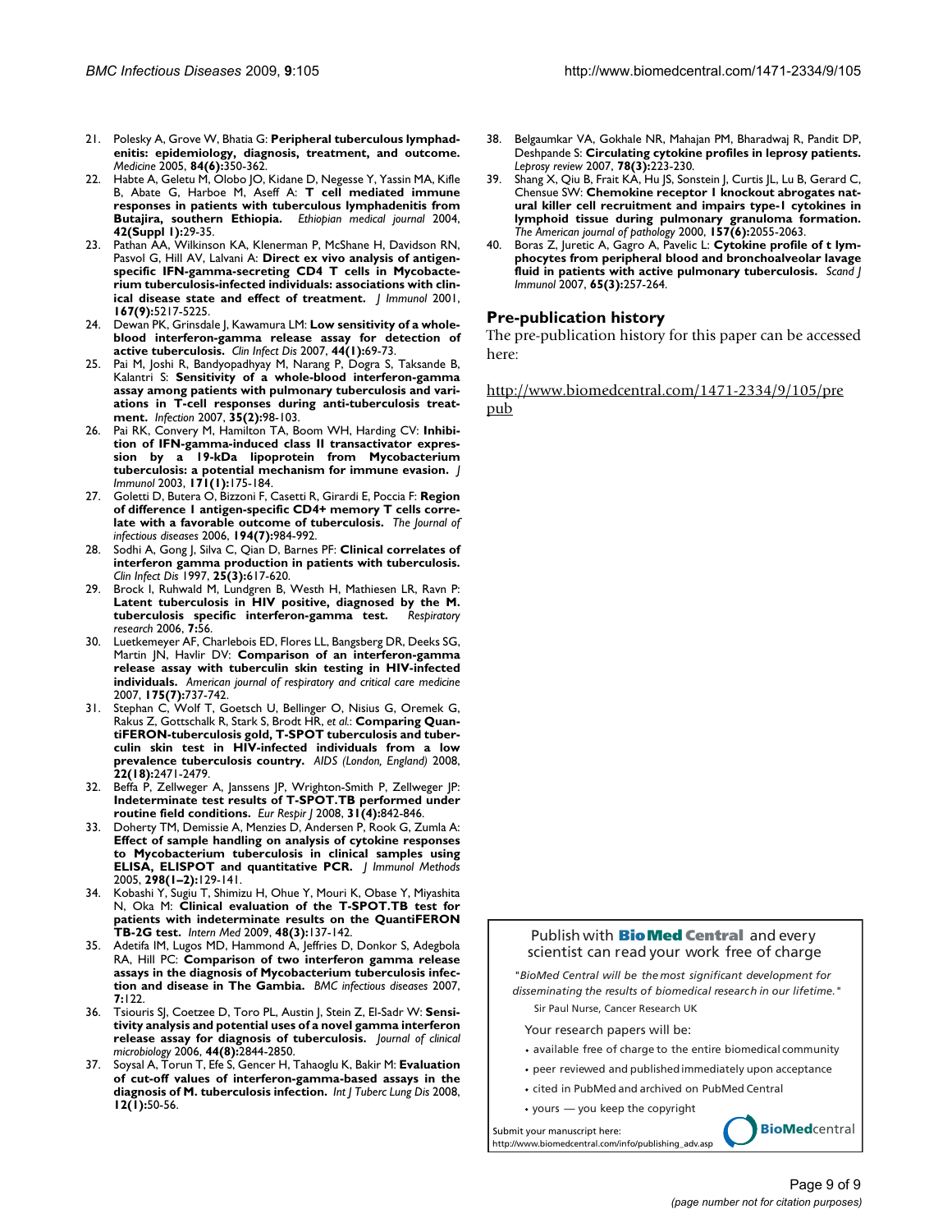21. Polesky A, Grove W, Bhatia G: **Peripheral tuberculous lymphadenitis: epidemiology, diagnosis, treatment, and outcome.** *Medicine* 2005, **84(6):**350-362.
22. Habte A, Geletu M, Olobo JO, Kidane D, Negesse Y, Yassin MA, Kifle B, Abate G, Harboe M, Aseff A: **T cell mediated immune responses in patients with tuberculous lymphadenitis from Butajira, southern Ethiopia.** *Ethiopian medical journal* 2004, **42(Suppl 1):**29-35.
23. Pathan AA, Wilkinson KA, Klenerman P, McShane H, Davidson RN, Pasvol G, Hill AV, Lalvani A: **Direct ex vivo analysis of antigen-specific IFN-gamma-secreting CD4 T cells in Mycobacterium tuberculosis-infected individuals: associations with clinical disease state and effect of treatment.** *J Immunol* 2001, **167(9):**5217-5225.
24. Dewan PK, Grinsdale J, Kawamura LM: **Low sensitivity of a whole-blood interferon-gamma release assay for detection of active tuberculosis.** *Clin Infect Dis* 2007, **44(1):**69-73.
25. Pai M, Joshi R, Bandyopadhyay M, Narang P, Dogra S, Taksande B, Kalantri S: **Sensitivity of a whole-blood interferon-gamma assay among patients with pulmonary tuberculosis and variations in T-cell responses during anti-tuberculosis treatment.** *Infection* 2007, **35(2):**98-103.
26. Pai RK, Convery M, Hamilton TA, Boom WH, Harding CV: **Inhibition of IFN-gamma-induced class II transactivator expression by a 19-kDa lipoprotein from Mycobacterium tuberculosis: a potential mechanism for immune evasion.** *J Immunol* 2003, **171(1):**175-184.
27. Goletti D, Butera O, Bizzoni F, Casetti R, Girardi E, Poccia F: **Region of difference 1 antigen-specific CD4+ memory T cells correlate with a favorable outcome of tuberculosis.** *The Journal of infectious diseases* 2006, **194(7):**984-992.
28. Sodhi A, Gong J, Silva C, Qian D, Barnes PF: **Clinical correlates of interferon gamma production in patients with tuberculosis.** *Clin Infect Dis* 1997, **25(3):**617-620.
29. Brock I, Ruhwald M, Lundgren B, Westh H, Mathiesen LR, Ravn P: **Latent tuberculosis in HIV positive, diagnosed by the M. tuberculosis specific interferon-gamma test.** *Respiratory research* 2006, **7:**56.
30. Luetkemeyer AF, Charlebois ED, Flores LL, Bangsberg DR, Deeks SG, Martin JN, Havlir DV: **Comparison of an interferon-gamma release assay with tuberculin skin testing in HIV-infected individuals.** *American journal of respiratory and critical care medicine* 2007, **175(7):**737-742.
31. Stephan C, Wolf T, Goetsch U, Bellinger O, Nisius G, Oremek G, Rakus Z, Gottschalk R, Stark S, Brodt HR, *et al.*: **Comparing QuantiFERON-tuberculosis gold, T-SPOT tuberculosis and tuberculin skin test in HIV-infected individuals from a low prevalence tuberculosis country.** *AIDS (London, England)* 2008, **22(18):**2471-2479.
32. Beffa P, Zellweger A, Janssens JP, Wrighton-Smith P, Zellweger JP: **Indeterminate test results of T-SPOT.TB performed under routine field conditions.** *Eur Respir J* 2008, **31(4):**842-846.
33. Doherty TM, Demissie A, Menzies D, Andersen P, Rook G, Zumla A: **Effect of sample handling on analysis of cytokine responses to Mycobacterium tuberculosis in clinical samples using ELISA, ELISPOT and quantitative PCR.** *J Immunol Methods* 2005, **298(1–2):**129-141.
34. Kobashi Y, Sugiu T, Shimizu H, Ohue Y, Mouri K, Obase Y, Miyashita N, Oka M: **Clinical evaluation of the T-SPOT.TB test for patients with indeterminate results on the QuantiFERON TB-2G test.** *Intern Med* 2009, **48(3):**137-142.
35. Adetifa IM, Lugos MD, Hammond A, Jeffries D, Donkor S, Adegbola RA, Hill PC: **Comparison of two interferon gamma release assays in the diagnosis of Mycobacterium tuberculosis infection and disease in The Gambia.** *BMC infectious diseases* 2007, **7:**122.
36. Tsiouris SJ, Coetzee D, Toro PL, Austin J, Stein Z, El-Sadr W: **Sensitivity analysis and potential uses of a novel gamma interferon release assay for diagnosis of tuberculosis.** *Journal of clinical microbiology* 2006, **44(8):**2844-2850.
37. Soysal A, Torun T, Efe S, Gencer H, Tahaoglu K, Bakir M: **Evaluation of cut-off values of interferon-gamma-based assays in the diagnosis of M. tuberculosis infection.** *Int J Tuberc Lung Dis* 2008, **12(1):**50-56.
38. Belgaumkar VA, Gokhale NR, Mahajan PM, Bharadwaj R, Pandit DP, Deshpande S: **Circulating cytokine profiles in leprosy patients.** *Leprosy review* 2007, **78(3):**223-230.
39. Shang X, Qiu B, Frait KA, Hu JS, Sonstein J, Curtis JL, Lu B, Gerard C, Chensue SW: **Chemokine receptor 1 knockout abrogates natural killer cell recruitment and impairs type-1 cytokines in lymphoid tissue during pulmonary granuloma formation.** *The American journal of pathology* 2000, **157(6):**2055-2063.
40. Boras Z, Juretic A, Gagro A, Pavelic L: **Cytokine profile of t lymphocytes from peripheral blood and bronchoalveolar lavage fluid in patients with active pulmonary tuberculosis.** *Scand J Immunol* 2007, **65(3):**257-264.

## Pre-publication history

The pre-publication history for this paper can be accessed here:

http://www.biomedcentral.com/1471-2334/9/105/prepub

Publish with **BioMed Central** and every scientist can read your work free of charge

*"BioMed Central will be the most significant development for disseminating the results of biomedical research in our lifetime."*
Sir Paul Nurse, Cancer Research UK

Your research papers will be:

- available free of charge to the entire biomedical community
- peer reviewed and published immediately upon acceptance
- cited in PubMed and archived on PubMed Central
- yours — you keep the copyright

Submit your manuscript here:
http://www.biomedcentral.com/info/publishing_adv.asp

BioMedcentral